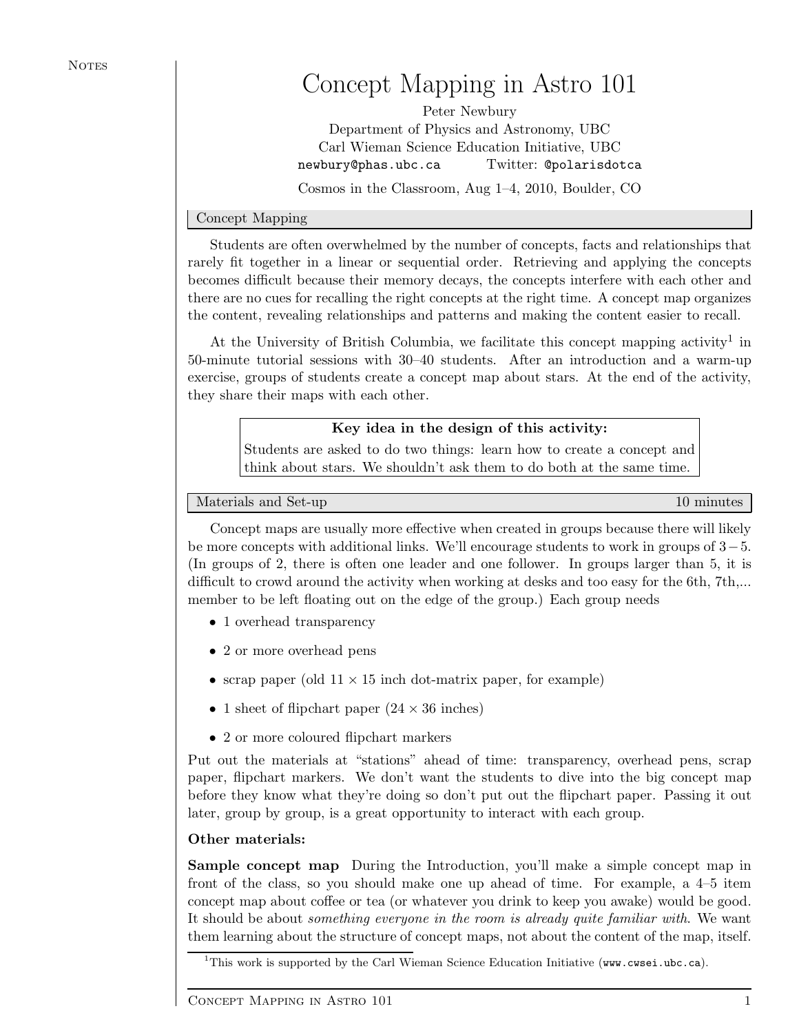# Concept Mapping in Astro 101

Peter Newbury
Department of Physics and Astronomy, UBC
Carl Wieman Science Education Initiative, UBC
newbury@phas.ubc.ca    Twitter: @polarisdotca

Cosmos in the Classroom, Aug 1–4, 2010, Boulder, CO

## Concept Mapping

Students are often overwhelmed by the number of concepts, facts and relationships that rarely fit together in a linear or sequential order. Retrieving and applying the concepts becomes difficult because their memory decays, the concepts interfere with each other and there are no cues for recalling the right concepts at the right time. A concept map organizes the content, revealing relationships and patterns and making the content easier to recall.

At the University of British Columbia, we facilitate this concept mapping activity[1] in 50-minute tutorial sessions with 30–40 students. After an introduction and a warm-up exercise, groups of students create a concept map about stars. At the end of the activity, they share their maps with each other.

> **Key idea in the design of this activity:**
> Students are asked to do two things: learn how to create a concept and think about stars. We shouldn't ask them to do both at the same time.

## Materials and Set-up — 10 minutes

Concept maps are usually more effective when created in groups because there will likely be more concepts with additional links. We'll encourage students to work in groups of $3-5$. (In groups of 2, there is often one leader and one follower. In groups larger than 5, it is difficult to crowd around the activity when working at desks and too easy for the 6th, 7th,... member to be left floating out on the edge of the group.) Each group needs

- 1 overhead transparency
- 2 or more overhead pens
- scrap paper (old $11 \times 15$ inch dot-matrix paper, for example)
- 1 sheet of flipchart paper ($24 \times 36$ inches)
- 2 or more coloured flipchart markers

Put out the materials at "stations" ahead of time: transparency, overhead pens, scrap paper, flipchart markers. We don't want the students to dive into the big concept map before they know what they're doing so don't put out the flipchart paper. Passing it out later, group by group, is a great opportunity to interact with each group.

**Other materials:**

**Sample concept map** During the Introduction, you'll make a simple concept map in front of the class, so you should make one up ahead of time. For example, a 4–5 item concept map about coffee or tea (or whatever you drink to keep you awake) would be good. It should be about *something everyone in the room is already quite familiar with*. We want them learning about the structure of concept maps, not about the content of the map, itself.

[1] This work is supported by the Carl Wieman Science Education Initiative (www.cwsei.ubc.ca).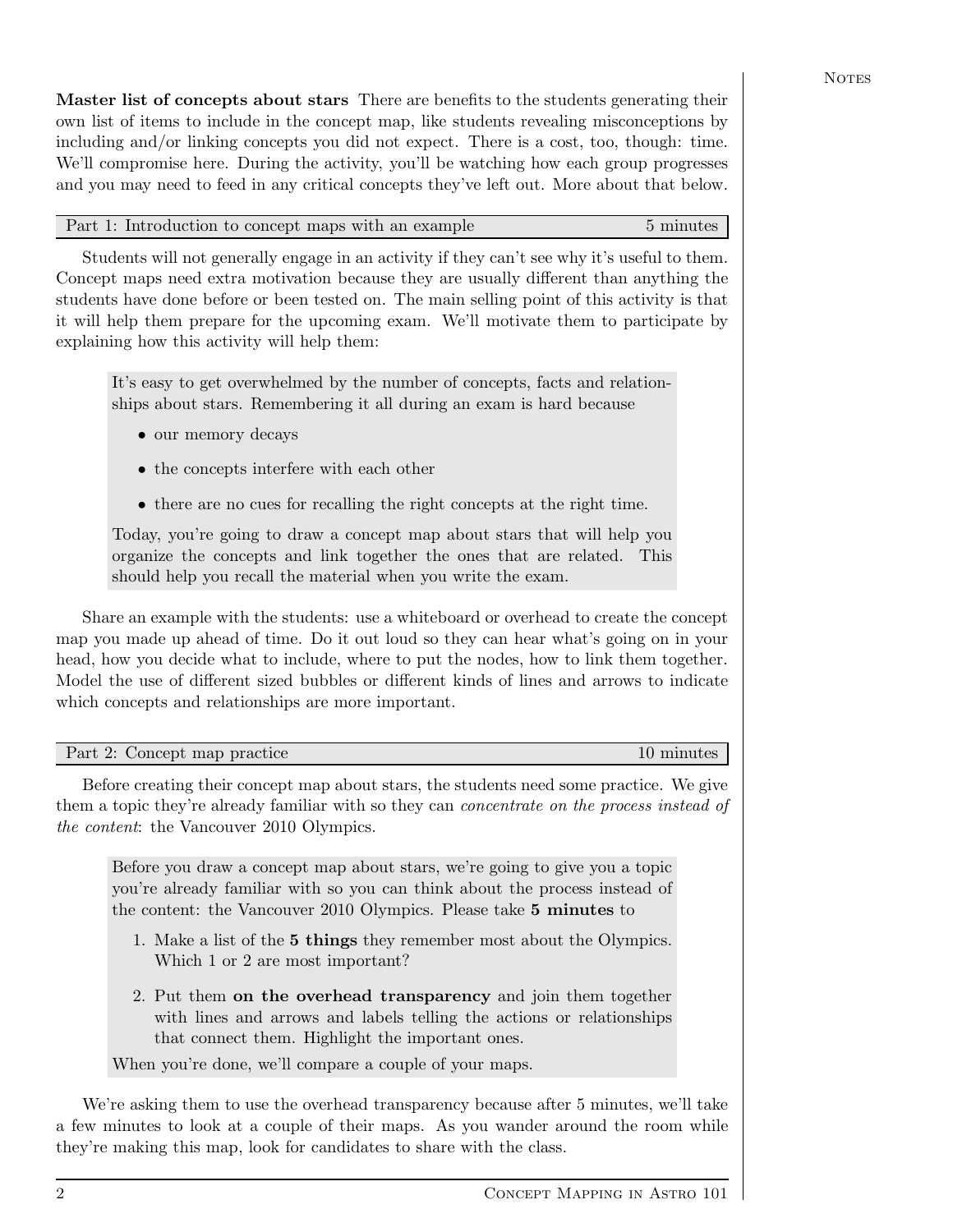**Master list of concepts about stars** There are benefits to the students generating their own list of items to include in the concept map, like students revealing misconceptions by including and/or linking concepts you did not expect. There is a cost, too, though: time. We'll compromise here. During the activity, you'll be watching how each group progresses and you may need to feed in any critical concepts they've left out. More about that below.

| Part 1: Introduction to concept maps with an example | 5 minutes |
| --- | --- |

Students will not generally engage in an activity if they can't see why it's useful to them. Concept maps need extra motivation because they are usually different than anything the students have done before or been tested on. The main selling point of this activity is that it will help them prepare for the upcoming exam. We'll motivate them to participate by explaining how this activity will help them:

> It's easy to get overwhelmed by the number of concepts, facts and relationships about stars. Remembering it all during an exam is hard because
>
> - our memory decays
> - the concepts interfere with each other
> - there are no cues for recalling the right concepts at the right time.
>
> Today, you're going to draw a concept map about stars that will help you organize the concepts and link together the ones that are related. This should help you recall the material when you write the exam.

Share an example with the students: use a whiteboard or overhead to create the concept map you made up ahead of time. Do it out loud so they can hear what's going on in your head, how you decide what to include, where to put the nodes, how to link them together. Model the use of different sized bubbles or different kinds of lines and arrows to indicate which concepts and relationships are more important.

| Part 2: Concept map practice | 10 minutes |
| --- | --- |

Before creating their concept map about stars, the students need some practice. We give them a topic they're already familiar with so they can *concentrate on the process instead of the content*: the Vancouver 2010 Olympics.

> Before you draw a concept map about stars, we're going to give you a topic you're already familiar with so you can think about the process instead of the content: the Vancouver 2010 Olympics. Please take **5 minutes** to
>
> 1. Make a list of the **5 things** they remember most about the Olympics. Which 1 or 2 are most important?
> 2. Put them **on the overhead transparency** and join them together with lines and arrows and labels telling the actions or relationships that connect them. Highlight the important ones.
>
> When you're done, we'll compare a couple of your maps.

We're asking them to use the overhead transparency because after 5 minutes, we'll take a few minutes to look at a couple of their maps. As you wander around the room while they're making this map, look for candidates to share with the class.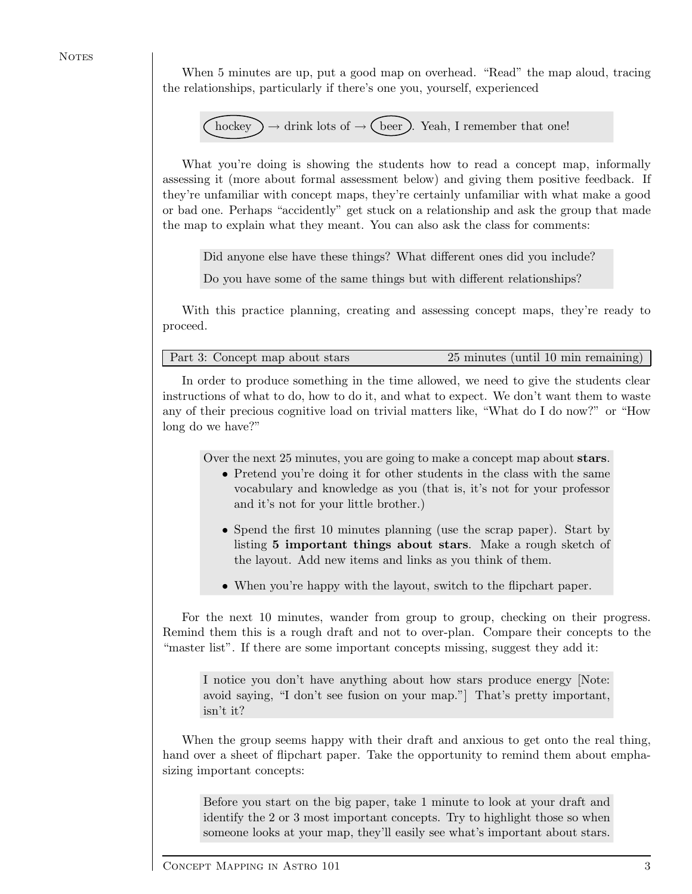When 5 minutes are up, put a good map on overhead. "Read" the map aloud, tracing the relationships, particularly if there's one you, yourself, experienced

> (hockey) → drink lots of → (beer). Yeah, I remember that one!

What you're doing is showing the students how to read a concept map, informally assessing it (more about formal assessment below) and giving them positive feedback. If they're unfamiliar with concept maps, they're certainly unfamiliar with what make a good or bad one. Perhaps "accidently" get stuck on a relationship and ask the group that made the map to explain what they meant. You can also ask the class for comments:

> Did anyone else have these things? What different ones did you include?
>
> Do you have some of the same things but with different relationships?

With this practice planning, creating and assessing concept maps, they're ready to proceed.

| Part 3: Concept map about stars | 25 minutes (until 10 min remaining) |
| --- | --- |

In order to produce something in the time allowed, we need to give the students clear instructions of what to do, how to do it, and what to expect. We don't want them to waste any of their precious cognitive load on trivial matters like, "What do I do now?" or "How long do we have?"

> Over the next 25 minutes, you are going to make a concept map about **stars**.
>
> - Pretend you're doing it for other students in the class with the same vocabulary and knowledge as you (that is, it's not for your professor and it's not for your little brother.)
> - Spend the first 10 minutes planning (use the scrap paper). Start by listing **5 important things about stars**. Make a rough sketch of the layout. Add new items and links as you think of them.
> - When you're happy with the layout, switch to the flipchart paper.

For the next 10 minutes, wander from group to group, checking on their progress. Remind them this is a rough draft and not to over-plan. Compare their concepts to the "master list". If there are some important concepts missing, suggest they add it:

> I notice you don't have anything about how stars produce energy [Note: avoid saying, "I don't see fusion on your map."] That's pretty important, isn't it?

When the group seems happy with their draft and anxious to get onto the real thing, hand over a sheet of flipchart paper. Take the opportunity to remind them about emphasizing important concepts:

> Before you start on the big paper, take 1 minute to look at your draft and identify the 2 or 3 most important concepts. Try to highlight those so when someone looks at your map, they'll easily see what's important about stars.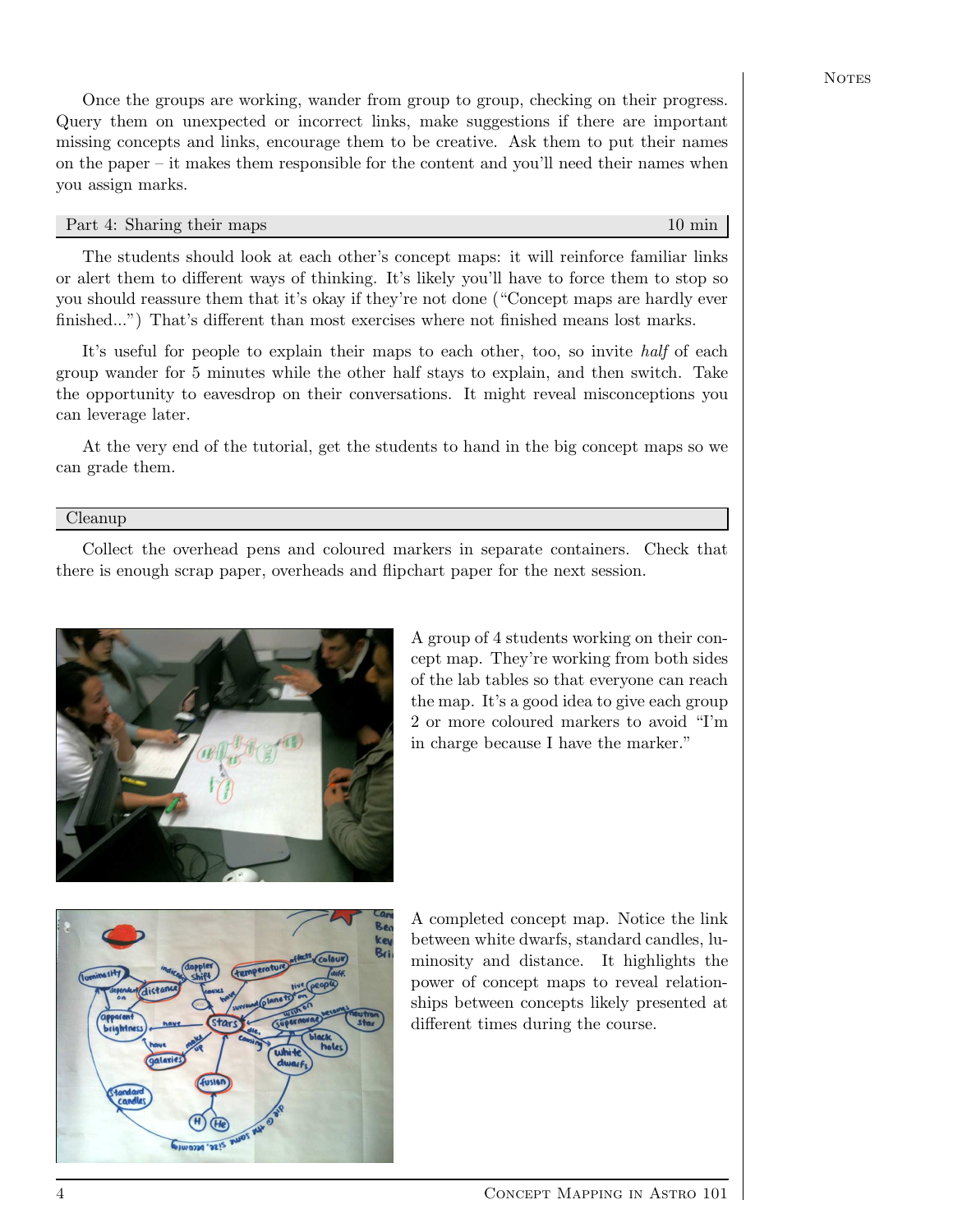Once the groups are working, wander from group to group, checking on their progress. Query them on unexpected or incorrect links, make suggestions if there are important missing concepts and links, encourage them to be creative. Ask them to put their names on the paper – it makes them responsible for the content and you'll need their names when you assign marks.

## Part 4: Sharing their maps — 10 min

The students should look at each other's concept maps: it will reinforce familiar links or alert them to different ways of thinking. It's likely you'll have to force them to stop so you should reassure them that it's okay if they're not done ("Concept maps are hardly ever finished...") That's different than most exercises where not finished means lost marks.

It's useful for people to explain their maps to each other, too, so invite *half* of each group wander for 5 minutes while the other half stays to explain, and then switch. Take the opportunity to eavesdrop on their conversations. It might reveal misconceptions you can leverage later.

At the very end of the tutorial, get the students to hand in the big concept maps so we can grade them.

## Cleanup

Collect the overhead pens and coloured markers in separate containers. Check that there is enough scrap paper, overheads and flipchart paper for the next session.

A group of 4 students working on their concept map. They're working from both sides of the lab tables so that everyone can reach the map. It's a good idea to give each group 2 or more coloured markers to avoid "I'm in charge because I have the marker."

A completed concept map. Notice the link between white dwarfs, standard candles, luminosity and distance. It highlights the power of concept maps to reveal relationships between concepts likely presented at different times during the course.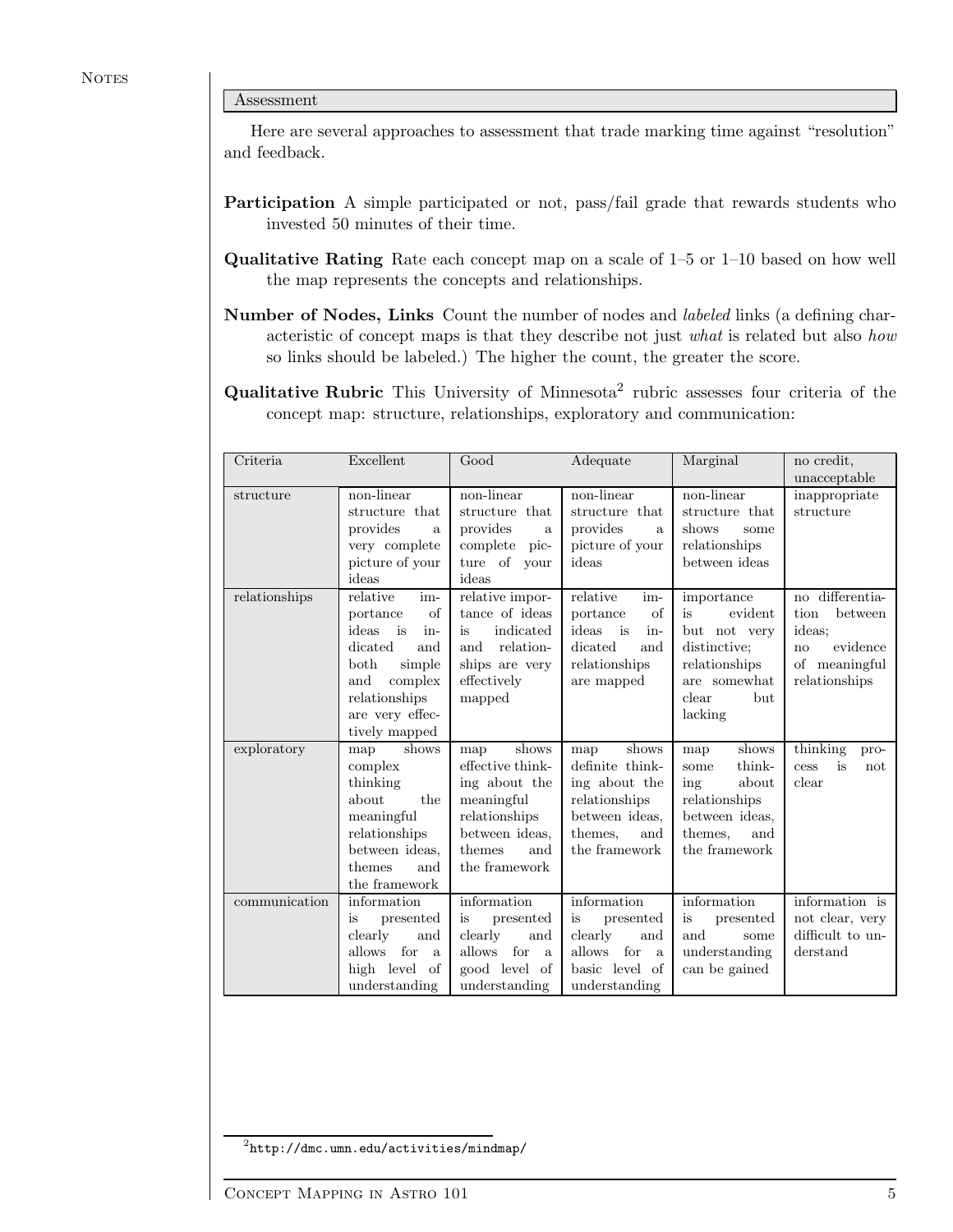## Assessment

Here are several approaches to assessment that trade marking time against "resolution" and feedback.

**Participation** A simple participated or not, pass/fail grade that rewards students who invested 50 minutes of their time.

**Qualitative Rating** Rate each concept map on a scale of 1–5 or 1–10 based on how well the map represents the concepts and relationships.

**Number of Nodes, Links** Count the number of nodes and *labeled* links (a defining characteristic of concept maps is that they describe not just *what* is related but also *how* so links should be labeled.) The higher the count, the greater the score.

**Qualitative Rubric** This University of Minnesota[2] rubric assesses four criteria of the concept map: structure, relationships, exploratory and communication:

| Criteria | Excellent | Good | Adequate | Marginal | no credit, unacceptable |
|---|---|---|---|---|---|
| structure | non-linear structure that provides a very complete picture of your ideas | non-linear structure that provides a complete picture of your ideas | non-linear structure that provides a picture of your ideas | non-linear structure that shows some relationships between ideas | inappropriate structure |
| relationships | relative importance of ideas is indicated and both simple and complex relationships are very effectively mapped | relative importance of ideas is indicated and relationships are very effectively mapped | relative importance of ideas is indicated and relationships are mapped | importance is evident but not very distinctive; relationships are somewhat clear but lacking | no differentiation between ideas; no evidence of meaningful relationships |
| exploratory | map shows complex thinking about the meaningful relationships between ideas, themes and the framework | map shows effective thinking about the meaningful relationships between ideas, themes and the framework | map shows definite thinking about the relationships between ideas, themes, and the framework | map shows some thinking about relationships between ideas, themes, and the framework | thinking process is not clear |
| communication | information is presented clearly and allows for a high level of understanding | information is presented clearly and allows for a good level of understanding | information is presented clearly and allows for a basic level of understanding | information is presented and some understanding can be gained | information is not clear, very difficult to understand |

[2] http://dmc.umn.edu/activities/mindmap/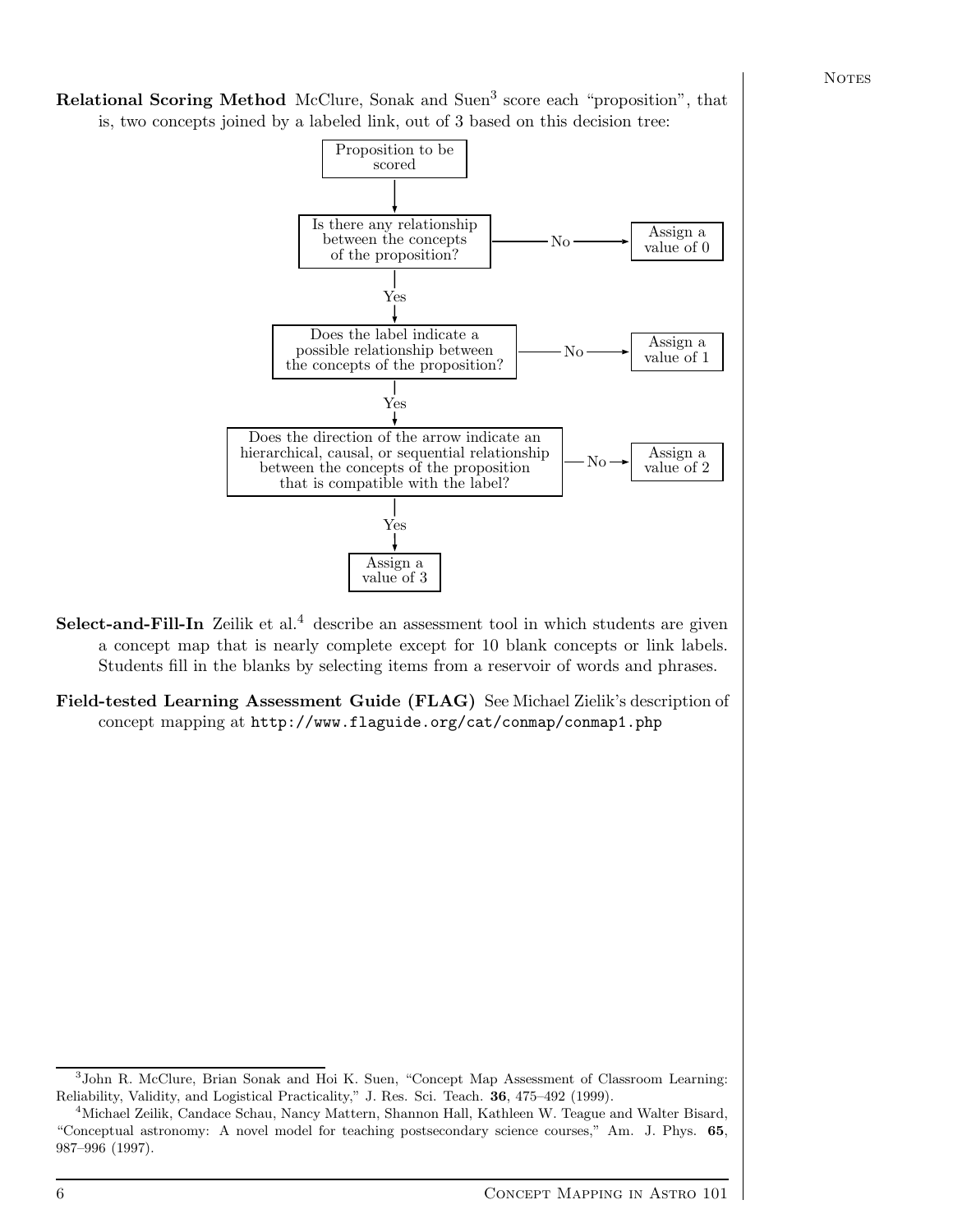**Relational Scoring Method** McClure, Sonak and Suen[3] score each "proposition", that is, two concepts joined by a labeled link, out of 3 based on this decision tree:

Proposition to be scored

Is there any relationship between the concepts of the proposition?

No

Assign a value of 0

Yes

Does the label indicate a possible relationship between the concepts of the proposition?

No

Assign a value of 1

Yes

Does the direction of the arrow indicate an hierarchical, causal, or sequential relationship between the concepts of the proposition that is compatible with the label?

No

Assign a value of 2

Yes

Assign a value of 3

**Select-and-Fill-In** Zeilik et al.[4] describe an assessment tool in which students are given a concept map that is nearly complete except for 10 blank concepts or link labels. Students fill in the blanks by selecting items from a reservoir of words and phrases.

**Field-tested Learning Assessment Guide (FLAG)** See Michael Zielik's description of concept mapping at `http://www.flaguide.org/cat/conmap/conmap1.php`

---

[3] John R. McClure, Brian Sonak and Hoi K. Suen, "Concept Map Assessment of Classroom Learning: Reliability, Validity, and Logistical Practicality," J. Res. Sci. Teach. **36**, 475–492 (1999).

[4] Michael Zeilik, Candace Schau, Nancy Mattern, Shannon Hall, Kathleen W. Teague and Walter Bisard, "Conceptual astronomy: A novel model for teaching postsecondary science courses," Am. J. Phys. **65**, 987–996 (1997).